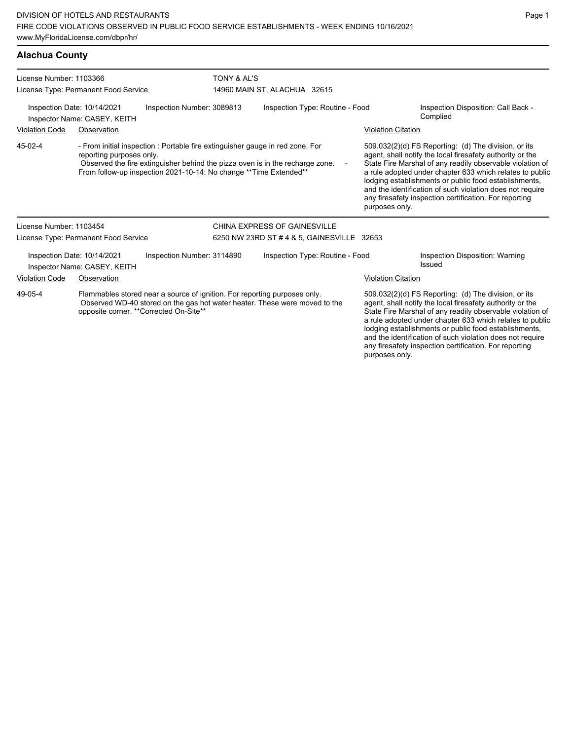DIVISION OF HOTELS AND RESTAURANTS
FIRE CODE VIOLATIONS OBSERVED IN PUBLIC FOOD SERVICE ESTABLISHMENTS - WEEK ENDING 10/16/2021
www.MyFloridaLicense.com/dbpr/hr/

## Alachua County

**License Number:** 1103366
**License Type:** Permanent Food Service
**TONY & AL'S**
14960 MAIN ST, ALACHUA 32615

Inspection Date: 10/14/2021
Inspector Name: CASEY, KEITH
Inspection Number: 3089813
Inspection Type: Routine - Food
Inspection Disposition: Call Back - Complied

| Violation Code | Observation | Violation Citation |
|---|---|---|
| 45-02-4 | - From initial inspection : Portable fire extinguisher gauge in red zone. For reporting purposes only. Observed the fire extinguisher behind the pizza oven is in the recharge zone. - From follow-up inspection 2021-10-14: No change **Time Extended** | 509.032(2)(d) FS Reporting: (d) The division, or its agent, shall notify the local firesafety authority or the State Fire Marshal of any readily observable violation of a rule adopted under chapter 633 which relates to public lodging establishments or public food establishments, and the identification of such violation does not require any firesafety inspection certification. For reporting purposes only. |

**License Number:** 1103454
**License Type:** Permanent Food Service
**CHINA EXPRESS OF GAINESVILLE**
6250 NW 23RD ST # 4 & 5, GAINESVILLE 32653

Inspection Date: 10/14/2021
Inspector Name: CASEY, KEITH
Inspection Number: 3114890
Inspection Type: Routine - Food
Inspection Disposition: Warning Issued

| Violation Code | Observation | Violation Citation |
|---|---|---|
| 49-05-4 | Flammables stored near a source of ignition. For reporting purposes only. Observed WD-40 stored on the gas hot water heater. These were moved to the opposite corner. **Corrected On-Site** | 509.032(2)(d) FS Reporting: (d) The division, or its agent, shall notify the local firesafety authority or the State Fire Marshal of any readily observable violation of a rule adopted under chapter 633 which relates to public lodging establishments or public food establishments, and the identification of such violation does not require any firesafety inspection certification. For reporting purposes only. |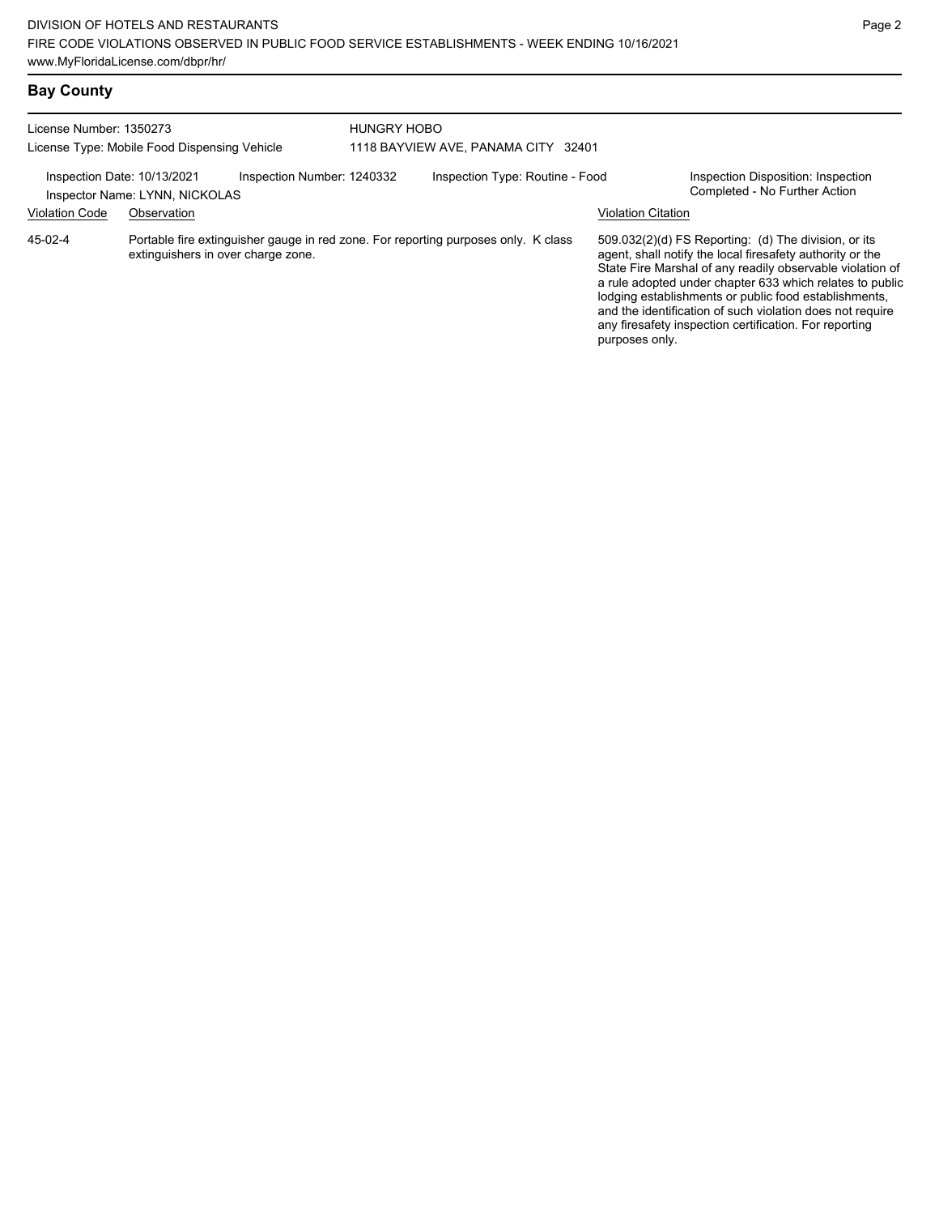## Bay County

License Number: 1350273
License Type: Mobile Food Dispensing Vehicle

HUNGRY HOBO
1118 BAYVIEW AVE, PANAMA CITY 32401

Inspection Date: 10/13/2021
Inspector Name: LYNN, NICKOLAS
Inspection Number: 1240332
Inspection Type: Routine - Food
Inspection Disposition: Inspection Completed - No Further Action

| Violation Code | Observation | Violation Citation |
| --- | --- | --- |
| 45-02-4 | Portable fire extinguisher gauge in red zone. For reporting purposes only. K class extinguishers in over charge zone. | 509.032(2)(d) FS Reporting: (d) The division, or its agent, shall notify the local firesafety authority or the State Fire Marshal of any readily observable violation of a rule adopted under chapter 633 which relates to public lodging establishments or public food establishments, and the identification of such violation does not require any firesafety inspection certification. For reporting purposes only. |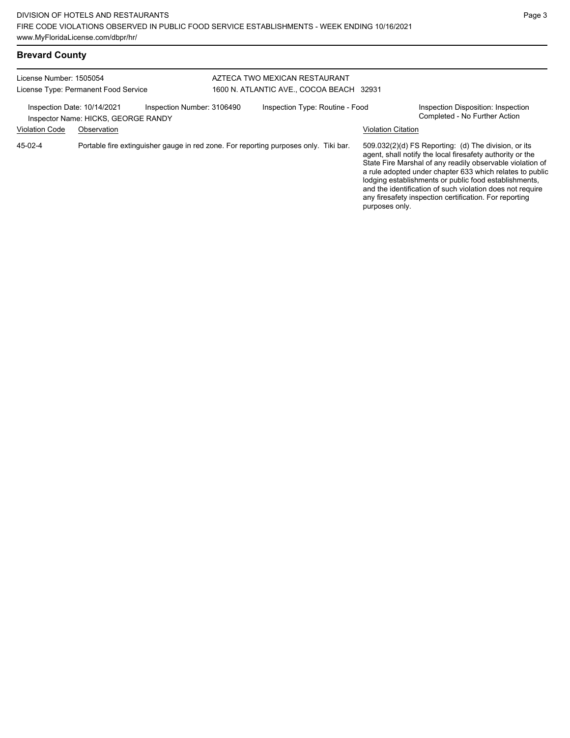## Brevard County

License Number: 1505054
License Type: Permanent Food Service

AZTECA TWO MEXICAN RESTAURANT
1600 N. ATLANTIC AVE., COCOA BEACH 32931

Inspection Date: 10/14/2021
Inspector Name: HICKS, GEORGE RANDY
Inspection Number: 3106490
Inspection Type: Routine - Food
Inspection Disposition: Inspection Completed - No Further Action

| Violation Code | Observation | Violation Citation |
| --- | --- | --- |
| 45-02-4 | Portable fire extinguisher gauge in red zone. For reporting purposes only. Tiki bar. | 509.032(2)(d) FS Reporting: (d) The division, or its agent, shall notify the local firesafety authority or the State Fire Marshal of any readily observable violation of a rule adopted under chapter 633 which relates to public lodging establishments or public food establishments, and the identification of such violation does not require any firesafety inspection certification. For reporting purposes only. |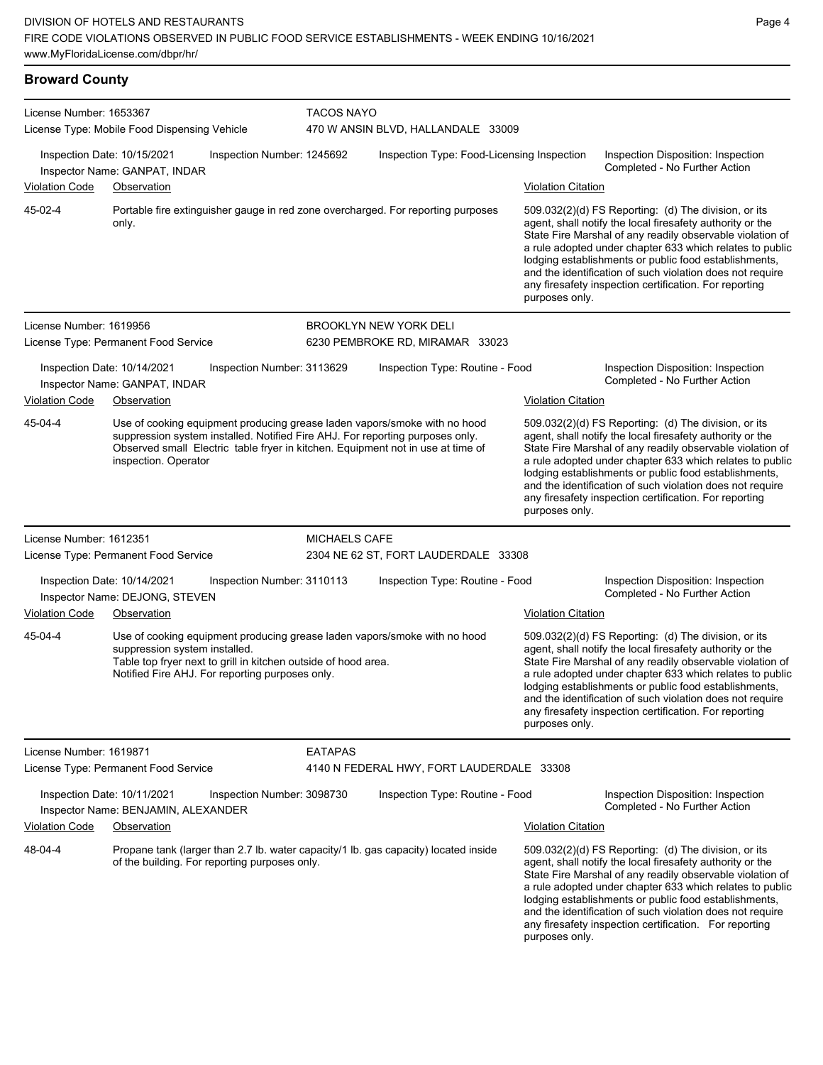DIVISION OF HOTELS AND RESTAURANTS
FIRE CODE VIOLATIONS OBSERVED IN PUBLIC FOOD SERVICE ESTABLISHMENTS - WEEK ENDING 10/16/2021
www.MyFloridaLicense.com/dbpr/hr/

## Broward County

**License Number:** 1653367
**License Type:** Mobile Food Dispensing Vehicle
**TACOS NAYO**
470 W ANSIN BLVD, HALLANDALE 33009

Inspection Date: 10/15/2021 | Inspection Number: 1245692 | Inspection Type: Food-Licensing Inspection | Inspection Disposition: Inspection Completed - No Further Action
Inspector Name: GANPAT, INDAR

| Violation Code | Observation | Violation Citation |
|---|---|---|
| 45-02-4 | Portable fire extinguisher gauge in red zone overcharged. For reporting purposes only. | 509.032(2)(d) FS Reporting: (d) The division, or its agent, shall notify the local firesafety authority or the State Fire Marshal of any readily observable violation of a rule adopted under chapter 633 which relates to public lodging establishments or public food establishments, and the identification of such violation does not require any firesafety inspection certification. For reporting purposes only. |

**License Number:** 1619956
**License Type:** Permanent Food Service
**BROOKLYN NEW YORK DELI**
6230 PEMBROKE RD, MIRAMAR 33023

Inspection Date: 10/14/2021 | Inspection Number: 3113629 | Inspection Type: Routine - Food | Inspection Disposition: Inspection Completed - No Further Action
Inspector Name: GANPAT, INDAR

| Violation Code | Observation | Violation Citation |
|---|---|---|
| 45-04-4 | Use of cooking equipment producing grease laden vapors/smoke with no hood suppression system installed. Notified Fire AHJ. For reporting purposes only. Observed small Electric table fryer in kitchen. Equipment not in use at time of inspection. Operator | 509.032(2)(d) FS Reporting: (d) The division, or its agent, shall notify the local firesafety authority or the State Fire Marshal of any readily observable violation of a rule adopted under chapter 633 which relates to public lodging establishments or public food establishments, and the identification of such violation does not require any firesafety inspection certification. For reporting purposes only. |

**License Number:** 1612351
**License Type:** Permanent Food Service
**MICHAELS CAFE**
2304 NE 62 ST, FORT LAUDERDALE 33308

Inspection Date: 10/14/2021 | Inspection Number: 3110113 | Inspection Type: Routine - Food | Inspection Disposition: Inspection Completed - No Further Action
Inspector Name: DEJONG, STEVEN

| Violation Code | Observation | Violation Citation |
|---|---|---|
| 45-04-4 | Use of cooking equipment producing grease laden vapors/smoke with no hood suppression system installed. Table top fryer next to grill in kitchen outside of hood area. Notified Fire AHJ. For reporting purposes only. | 509.032(2)(d) FS Reporting: (d) The division, or its agent, shall notify the local firesafety authority or the State Fire Marshal of any readily observable violation of a rule adopted under chapter 633 which relates to public lodging establishments or public food establishments, and the identification of such violation does not require any firesafety inspection certification. For reporting purposes only. |

**License Number:** 1619871
**License Type:** Permanent Food Service
**EATAPAS**
4140 N FEDERAL HWY, FORT LAUDERDALE 33308

Inspection Date: 10/11/2021 | Inspection Number: 3098730 | Inspection Type: Routine - Food | Inspection Disposition: Inspection Completed - No Further Action
Inspector Name: BENJAMIN, ALEXANDER

| Violation Code | Observation | Violation Citation |
|---|---|---|
| 48-04-4 | Propane tank (larger than 2.7 lb. water capacity/1 lb. gas capacity) located inside of the building. For reporting purposes only. | 509.032(2)(d) FS Reporting: (d) The division, or its agent, shall notify the local firesafety authority or the State Fire Marshal of any readily observable violation of a rule adopted under chapter 633 which relates to public lodging establishments or public food establishments, and the identification of such violation does not require any firesafety inspection certification. For reporting purposes only. |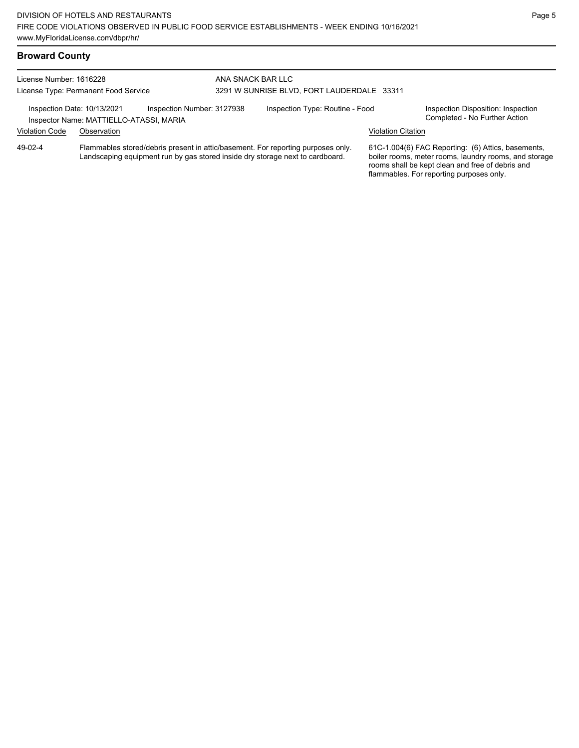## Broward County

License Number: 1616228
License Type: Permanent Food Service

ANA SNACK BAR LLC
3291 W SUNRISE BLVD, FORT LAUDERDALE 33311

Inspection Date: 10/13/2021
Inspection Number: 3127938
Inspection Type: Routine - Food
Inspection Disposition: Inspection Completed - No Further Action
Inspector Name: MATTIELLO-ATASSI, MARIA

| Violation Code | Observation | Violation Citation |
| --- | --- | --- |
| 49-02-4 | Flammables stored/debris present in attic/basement. For reporting purposes only. Landscaping equipment run by gas stored inside dry storage next to cardboard. | 61C-1.004(6) FAC Reporting: (6) Attics, basements, boiler rooms, meter rooms, laundry rooms, and storage rooms shall be kept clean and free of debris and flammables. For reporting purposes only. |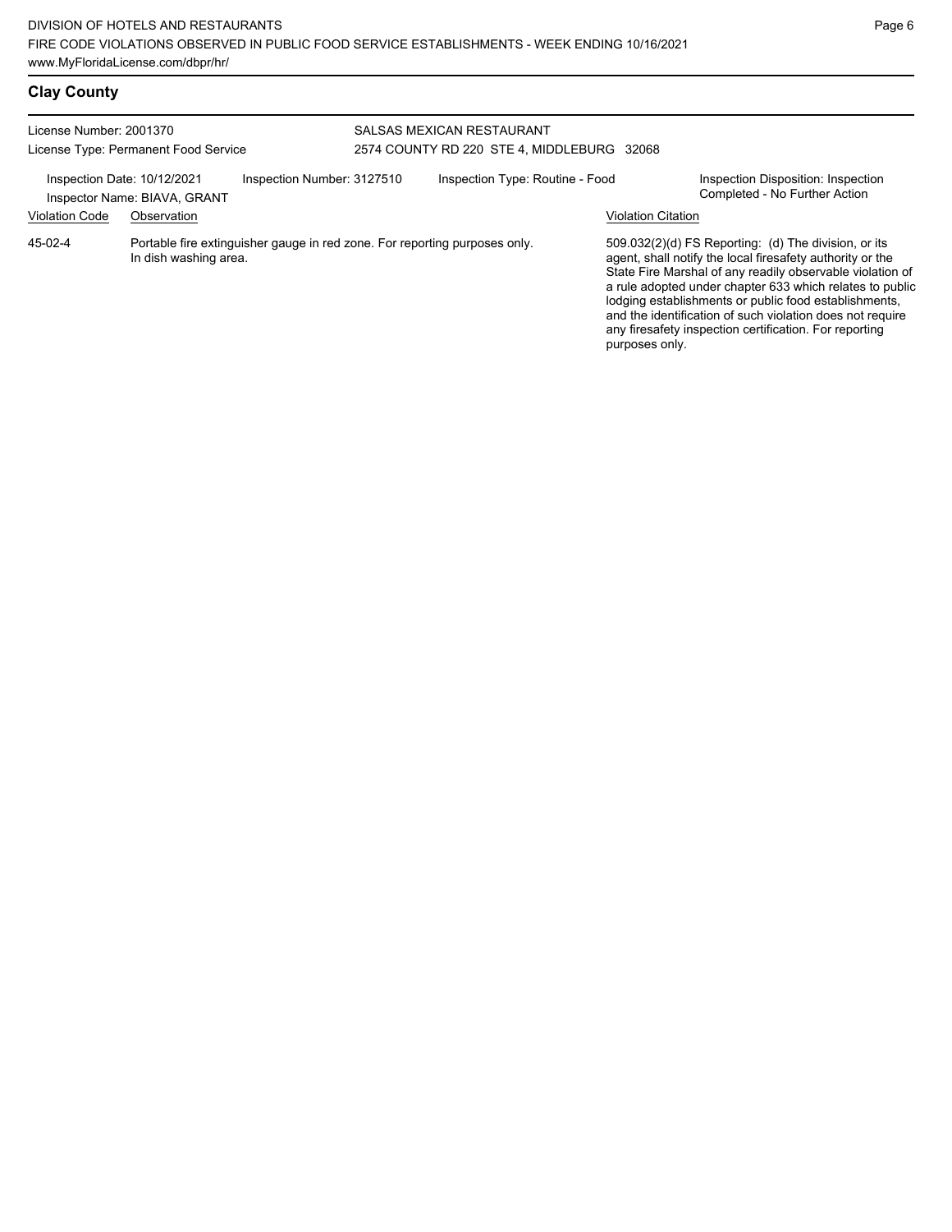## Clay County

License Number: 2001370
License Type: Permanent Food Service

SALSAS MEXICAN RESTAURANT
2574 COUNTY RD 220 STE 4, MIDDLEBURG 32068

Inspection Date: 10/12/2021
Inspector Name: BIAVA, GRANT
Inspection Number: 3127510
Inspection Type: Routine - Food
Inspection Disposition: Inspection Completed - No Further Action

| Violation Code | Observation | Violation Citation |
| --- | --- | --- |
| 45-02-4 | Portable fire extinguisher gauge in red zone. For reporting purposes only. In dish washing area. | 509.032(2)(d) FS Reporting: (d) The division, or its agent, shall notify the local firesafety authority or the State Fire Marshal of any readily observable violation of a rule adopted under chapter 633 which relates to public lodging establishments or public food establishments, and the identification of such violation does not require any firesafety inspection certification. For reporting purposes only. |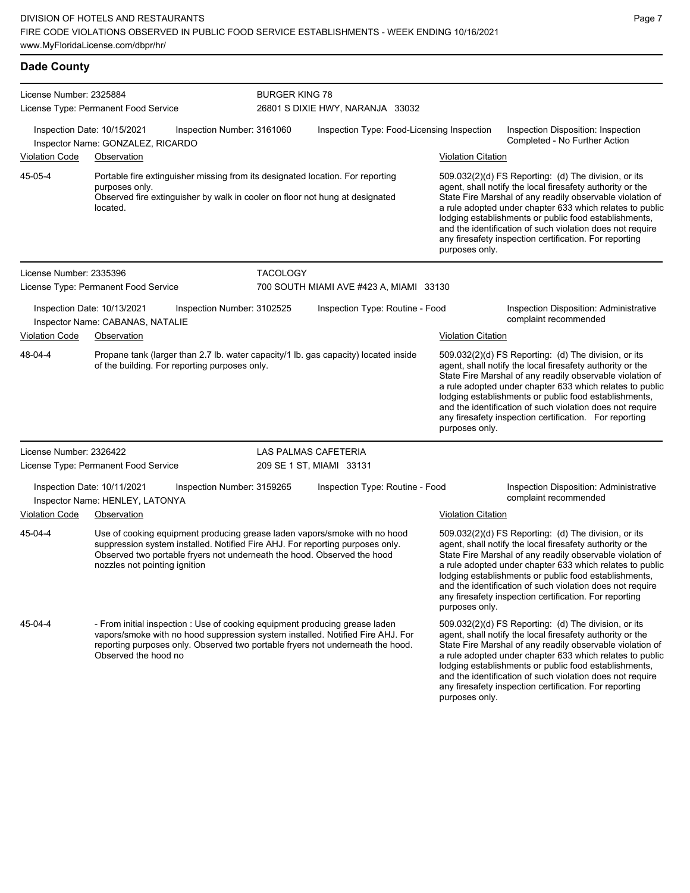## Dade County

**License Number:** 2325884
**License Type:** Permanent Food Service
**BURGER KING 78**
26801 S DIXIE HWY, NARANJA 33032

Inspection Date: 10/15/2021 | Inspection Number: 3161060 | Inspection Type: Food-Licensing Inspection | Inspection Disposition: Inspection Completed - No Further Action
Inspector Name: GONZALEZ, RICARDO

| Violation Code | Observation | Violation Citation |
|---|---|---|
| 45-05-4 | Portable fire extinguisher missing from its designated location. For reporting purposes only. Observed fire extinguisher by walk in cooler on floor not hung at designated located. | 509.032(2)(d) FS Reporting: (d) The division, or its agent, shall notify the local firesafety authority or the State Fire Marshal of any readily observable violation of a rule adopted under chapter 633 which relates to public lodging establishments or public food establishments, and the identification of such violation does not require any firesafety inspection certification. For reporting purposes only. |

**License Number:** 2335396
**License Type:** Permanent Food Service
**TACOLOGY**
700 SOUTH MIAMI AVE #423 A, MIAMI 33130

Inspection Date: 10/13/2021 | Inspection Number: 3102525 | Inspection Type: Routine - Food | Inspection Disposition: Administrative complaint recommended
Inspector Name: CABANAS, NATALIE

| Violation Code | Observation | Violation Citation |
|---|---|---|
| 48-04-4 | Propane tank (larger than 2.7 lb. water capacity/1 lb. gas capacity) located inside of the building. For reporting purposes only. | 509.032(2)(d) FS Reporting: (d) The division, or its agent, shall notify the local firesafety authority or the State Fire Marshal of any readily observable violation of a rule adopted under chapter 633 which relates to public lodging establishments or public food establishments, and the identification of such violation does not require any firesafety inspection certification. For reporting purposes only. |

**License Number:** 2326422
**License Type:** Permanent Food Service
**LAS PALMAS CAFETERIA**
209 SE 1 ST, MIAMI 33131

Inspection Date: 10/11/2021 | Inspection Number: 3159265 | Inspection Type: Routine - Food | Inspection Disposition: Administrative complaint recommended
Inspector Name: HENLEY, LATONYA

| Violation Code | Observation | Violation Citation |
|---|---|---|
| 45-04-4 | Use of cooking equipment producing grease laden vapors/smoke with no hood suppression system installed. Notified Fire AHJ. For reporting purposes only. Observed two portable fryers not underneath the hood. Observed the hood nozzles not pointing ignition | 509.032(2)(d) FS Reporting: (d) The division, or its agent, shall notify the local firesafety authority or the State Fire Marshal of any readily observable violation of a rule adopted under chapter 633 which relates to public lodging establishments or public food establishments, and the identification of such violation does not require any firesafety inspection certification. For reporting purposes only. |
| 45-04-4 | - From initial inspection : Use of cooking equipment producing grease laden vapors/smoke with no hood suppression system installed. Notified Fire AHJ. For reporting purposes only. Observed two portable fryers not underneath the hood. Observed the hood no | 509.032(2)(d) FS Reporting: (d) The division, or its agent, shall notify the local firesafety authority or the State Fire Marshal of any readily observable violation of a rule adopted under chapter 633 which relates to public lodging establishments or public food establishments, and the identification of such violation does not require any firesafety inspection certification. For reporting purposes only. |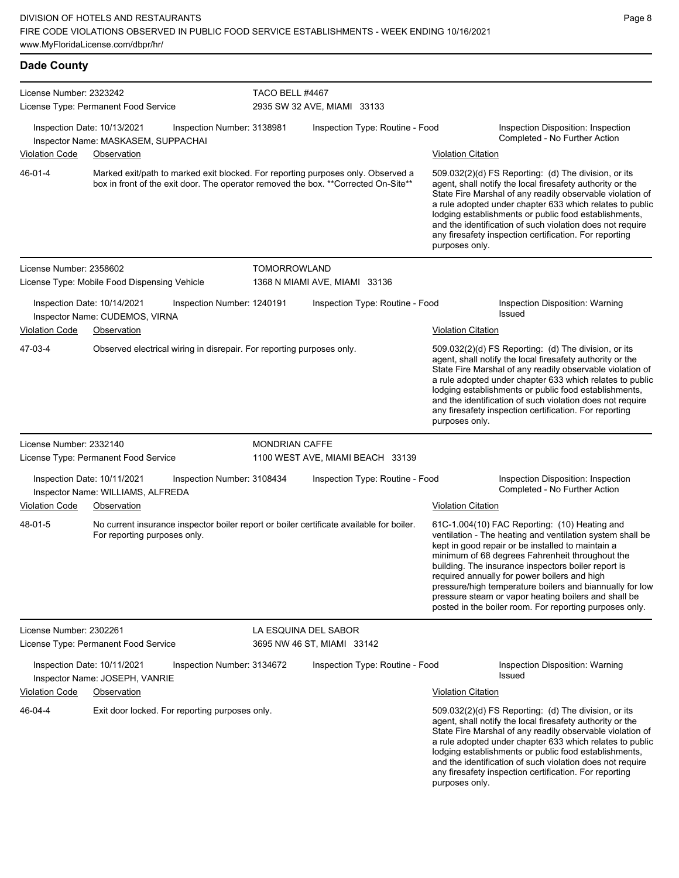## Dade County

**License Number:** 2323242
**License Type:** Permanent Food Service
**TACO BELL #4467**
2935 SW 32 AVE, MIAMI 33133

Inspection Date: 10/13/2021 | Inspection Number: 3138981 | Inspection Type: Routine - Food | Inspection Disposition: Inspection Completed - No Further Action
Inspector Name: MASKASEM, SUPPACHAI

| Violation Code | Observation | Violation Citation |
|---|---|---|
| 46-01-4 | Marked exit/path to marked exit blocked. For reporting purposes only. Observed a box in front of the exit door. The operator removed the box. **Corrected On-Site** | 509.032(2)(d) FS Reporting: (d) The division, or its agent, shall notify the local firesafety authority or the State Fire Marshal of any readily observable violation of a rule adopted under chapter 633 which relates to public lodging establishments or public food establishments, and the identification of such violation does not require any firesafety inspection certification. For reporting purposes only. |

---

**License Number:** 2358602
**License Type:** Mobile Food Dispensing Vehicle
**TOMORROWLAND**
1368 N MIAMI AVE, MIAMI 33136

Inspection Date: 10/14/2021 | Inspection Number: 1240191 | Inspection Type: Routine - Food | Inspection Disposition: Warning Issued
Inspector Name: CUDEMOS, VIRNA

| Violation Code | Observation | Violation Citation |
|---|---|---|
| 47-03-4 | Observed electrical wiring in disrepair. For reporting purposes only. | 509.032(2)(d) FS Reporting: (d) The division, or its agent, shall notify the local firesafety authority or the State Fire Marshal of any readily observable violation of a rule adopted under chapter 633 which relates to public lodging establishments or public food establishments, and the identification of such violation does not require any firesafety inspection certification. For reporting purposes only. |

---

**License Number:** 2332140
**License Type:** Permanent Food Service
**MONDRIAN CAFFE**
1100 WEST AVE, MIAMI BEACH 33139

Inspection Date: 10/11/2021 | Inspection Number: 3108434 | Inspection Type: Routine - Food | Inspection Disposition: Inspection Completed - No Further Action
Inspector Name: WILLIAMS, ALFREDA

| Violation Code | Observation | Violation Citation |
|---|---|---|
| 48-01-5 | No current insurance inspector boiler report or boiler certificate available for boiler. For reporting purposes only. | 61C-1.004(10) FAC Reporting: (10) Heating and ventilation - The heating and ventilation system shall be kept in good repair or be installed to maintain a minimum of 68 degrees Fahrenheit throughout the building. The insurance inspectors boiler report is required annually for power boilers and high pressure/high temperature boilers and biannually for low pressure steam or vapor heating boilers and shall be posted in the boiler room. For reporting purposes only. |

---

**License Number:** 2302261
**License Type:** Permanent Food Service
**LA ESQUINA DEL SABOR**
3695 NW 46 ST, MIAMI 33142

Inspection Date: 10/11/2021 | Inspection Number: 3134672 | Inspection Type: Routine - Food | Inspection Disposition: Warning Issued
Inspector Name: JOSEPH, VANRIE

| Violation Code | Observation | Violation Citation |
|---|---|---|
| 46-04-4 | Exit door locked. For reporting purposes only. | 509.032(2)(d) FS Reporting: (d) The division, or its agent, shall notify the local firesafety authority or the State Fire Marshal of any readily observable violation of a rule adopted under chapter 633 which relates to public lodging establishments or public food establishments, and the identification of such violation does not require any firesafety inspection certification. For reporting purposes only. |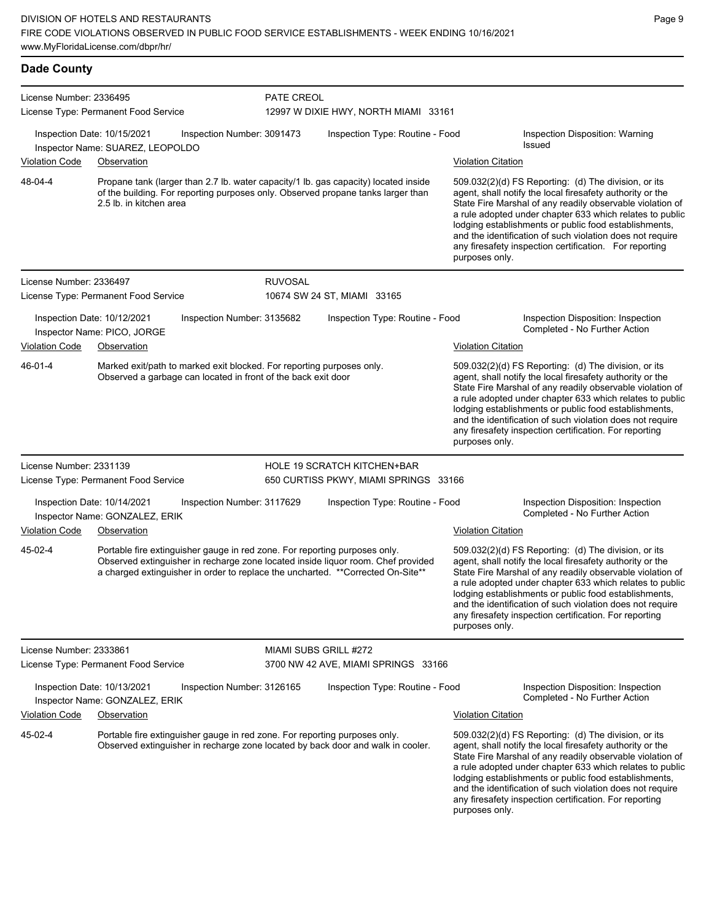## Dade County

**License Number:** 2336495
**License Type:** Permanent Food Service
**PATE CREOL**
12997 W DIXIE HWY, NORTH MIAMI 33161

**Inspection Date:** 10/15/2021 **Inspection Number:** 3091473 **Inspection Type:** Routine - Food **Inspection Disposition:** Warning Issued
**Inspector Name:** SUAREZ, LEOPOLDO

| Violation Code | Observation | Violation Citation |
| --- | --- | --- |
| 48-04-4 | Propane tank (larger than 2.7 lb. water capacity/1 lb. gas capacity) located inside of the building. For reporting purposes only. Observed propane tanks larger than 2.5 lb. in kitchen area | 509.032(2)(d) FS Reporting: (d) The division, or its agent, shall notify the local firesafety authority or the State Fire Marshal of any readily observable violation of a rule adopted under chapter 633 which relates to public lodging establishments or public food establishments, and the identification of such violation does not require any firesafety inspection certification. For reporting purposes only. |

**License Number:** 2336497
**License Type:** Permanent Food Service
**RUVOSAL**
10674 SW 24 ST, MIAMI 33165

**Inspection Date:** 10/12/2021 **Inspection Number:** 3135682 **Inspection Type:** Routine - Food **Inspection Disposition:** Inspection Completed - No Further Action
**Inspector Name:** PICO, JORGE

| Violation Code | Observation | Violation Citation |
| --- | --- | --- |
| 46-01-4 | Marked exit/path to marked exit blocked. For reporting purposes only. Observed a garbage can located in front of the back exit door | 509.032(2)(d) FS Reporting: (d) The division, or its agent, shall notify the local firesafety authority or the State Fire Marshal of any readily observable violation of a rule adopted under chapter 633 which relates to public lodging establishments or public food establishments, and the identification of such violation does not require any firesafety inspection certification. For reporting purposes only. |

**License Number:** 2331139
**License Type:** Permanent Food Service
**HOLE 19 SCRATCH KITCHEN+BAR**
650 CURTISS PKWY, MIAMI SPRINGS 33166

**Inspection Date:** 10/14/2021 **Inspection Number:** 3117629 **Inspection Type:** Routine - Food **Inspection Disposition:** Inspection Completed - No Further Action
**Inspector Name:** GONZALEZ, ERIK

| Violation Code | Observation | Violation Citation |
| --- | --- | --- |
| 45-02-4 | Portable fire extinguisher gauge in red zone. For reporting purposes only. Observed extinguisher in recharge zone located inside liquor room. Chef provided a charged extinguisher in order to replace the uncharted. **Corrected On-Site** | 509.032(2)(d) FS Reporting: (d) The division, or its agent, shall notify the local firesafety authority or the State Fire Marshal of any readily observable violation of a rule adopted under chapter 633 which relates to public lodging establishments or public food establishments, and the identification of such violation does not require any firesafety inspection certification. For reporting purposes only. |

**License Number:** 2333861
**License Type:** Permanent Food Service
**MIAMI SUBS GRILL #272**
3700 NW 42 AVE, MIAMI SPRINGS 33166

**Inspection Date:** 10/13/2021 **Inspection Number:** 3126165 **Inspection Type:** Routine - Food **Inspection Disposition:** Inspection Completed - No Further Action
**Inspector Name:** GONZALEZ, ERIK

| Violation Code | Observation | Violation Citation |
| --- | --- | --- |
| 45-02-4 | Portable fire extinguisher gauge in red zone. For reporting purposes only. Observed extinguisher in recharge zone located by back door and walk in cooler. | 509.032(2)(d) FS Reporting: (d) The division, or its agent, shall notify the local firesafety authority or the State Fire Marshal of any readily observable violation of a rule adopted under chapter 633 which relates to public lodging establishments or public food establishments, and the identification of such violation does not require any firesafety inspection certification. For reporting purposes only. |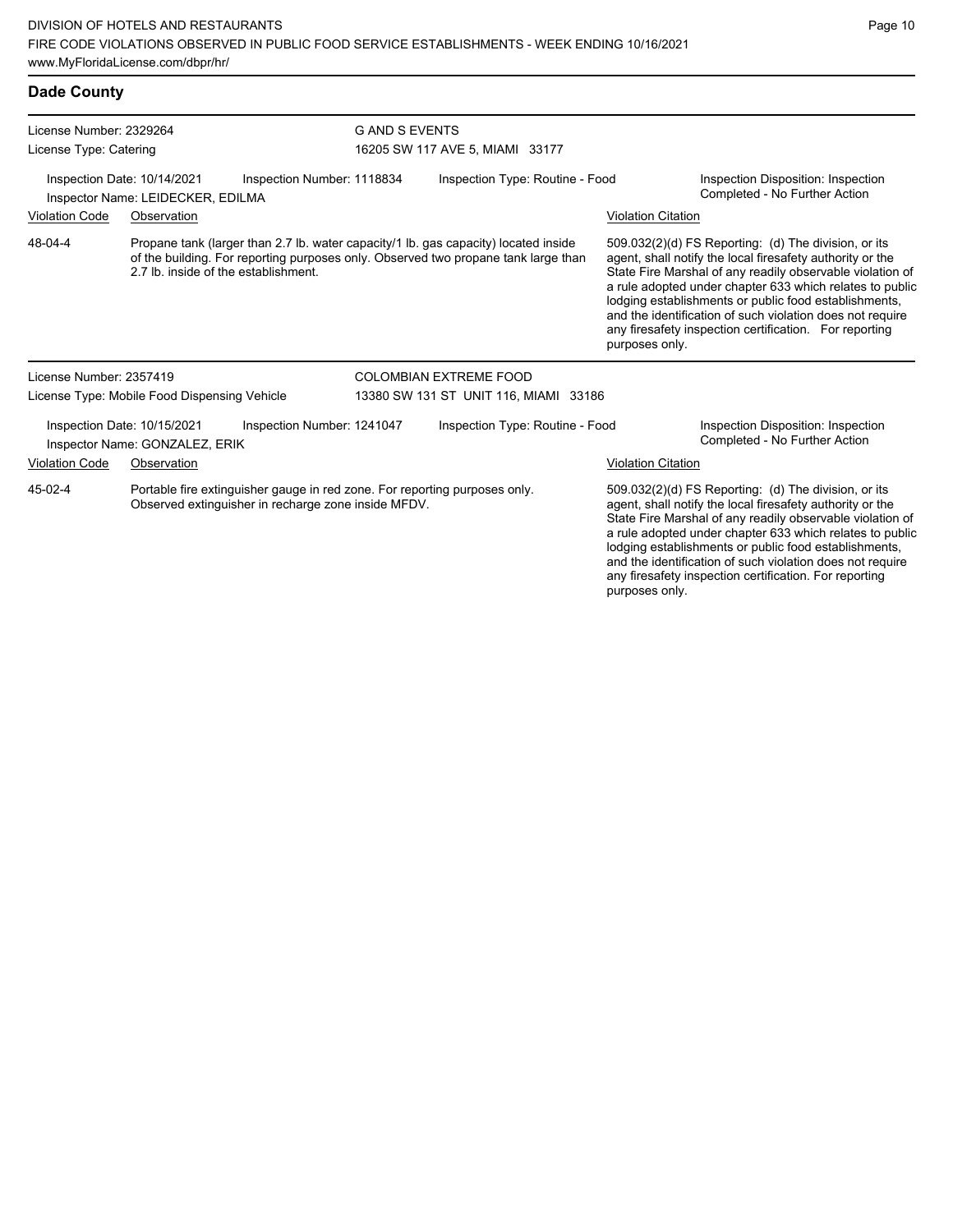## Dade County

License Number: 2329264
License Type: Catering

**G AND S EVENTS**
16205 SW 117 AVE 5, MIAMI 33177

Inspection Date: 10/14/2021
Inspector Name: LEIDECKER, EDILMA
Inspection Number: 1118834
Inspection Type: Routine - Food
Inspection Disposition: Inspection Completed - No Further Action

| Violation Code | Observation | Violation Citation |
|---|---|---|
| 48-04-4 | Propane tank (larger than 2.7 lb. water capacity/1 lb. gas capacity) located inside of the building. For reporting purposes only. Observed two propane tank large than 2.7 lb. inside of the establishment. | 509.032(2)(d) FS Reporting: (d) The division, or its agent, shall notify the local firesafety authority or the State Fire Marshal of any readily observable violation of a rule adopted under chapter 633 which relates to public lodging establishments or public food establishments, and the identification of such violation does not require any firesafety inspection certification. For reporting purposes only. |

License Number: 2357419
License Type: Mobile Food Dispensing Vehicle

**COLOMBIAN EXTREME FOOD**
13380 SW 131 ST UNIT 116, MIAMI 33186

Inspection Date: 10/15/2021
Inspector Name: GONZALEZ, ERIK
Inspection Number: 1241047
Inspection Type: Routine - Food
Inspection Disposition: Inspection Completed - No Further Action

| Violation Code | Observation | Violation Citation |
|---|---|---|
| 45-02-4 | Portable fire extinguisher gauge in red zone. For reporting purposes only. Observed extinguisher in recharge zone inside MFDV. | 509.032(2)(d) FS Reporting: (d) The division, or its agent, shall notify the local firesafety authority or the State Fire Marshal of any readily observable violation of a rule adopted under chapter 633 which relates to public lodging establishments or public food establishments, and the identification of such violation does not require any firesafety inspection certification. For reporting purposes only. |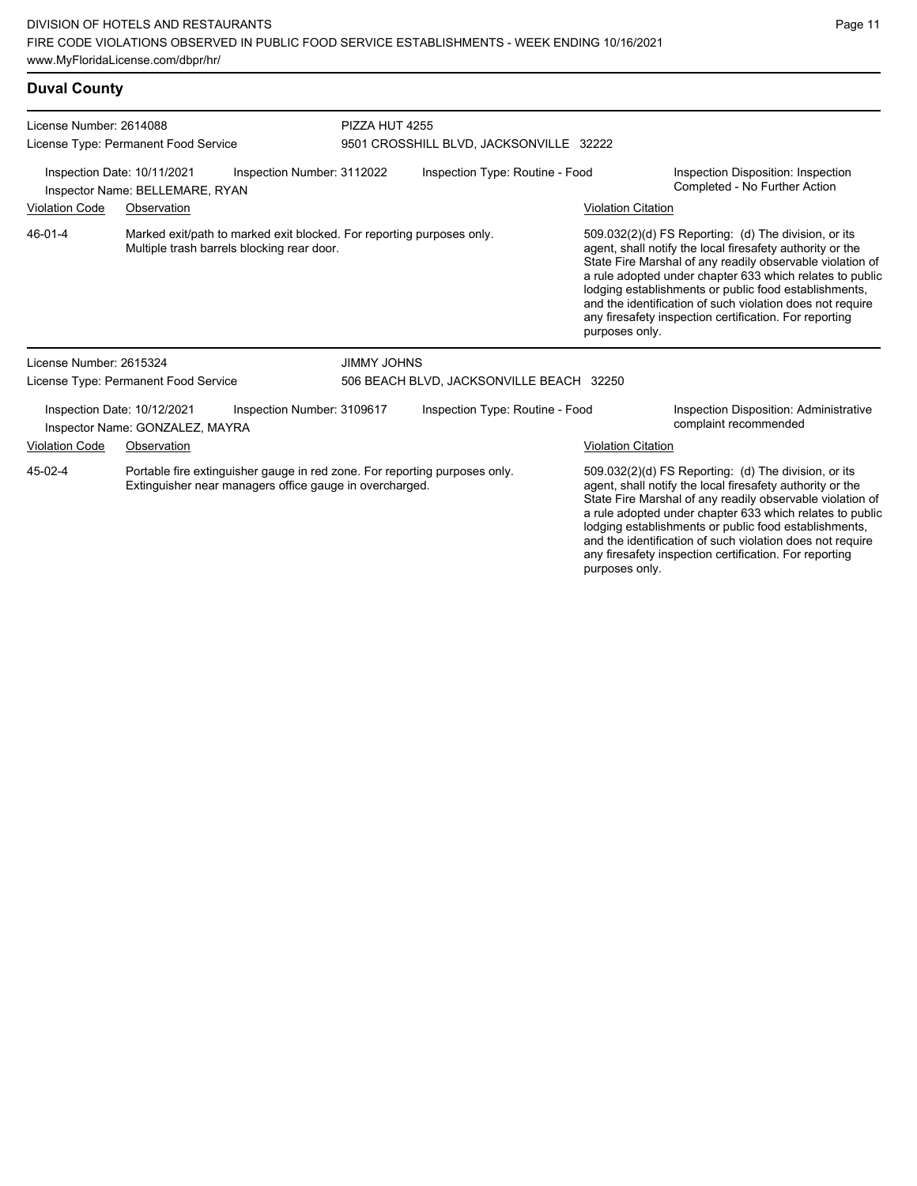## Duval County

**License Number:** 2614088
**License Type:** Permanent Food Service

**PIZZA HUT 4255**
9501 CROSSHILL BLVD, JACKSONVILLE 32222

**Inspection Date:** 10/11/2021
**Inspection Number:** 3112022
**Inspection Type:** Routine - Food
**Inspector Name:** BELLEMARE, RYAN
**Inspection Disposition:** Inspection Completed - No Further Action

| Violation Code | Observation | Violation Citation |
| --- | --- | --- |
| 46-01-4 | Marked exit/path to marked exit blocked. For reporting purposes only. Multiple trash barrels blocking rear door. | 509.032(2)(d) FS Reporting: (d) The division, or its agent, shall notify the local firesafety authority or the State Fire Marshal of any readily observable violation of a rule adopted under chapter 633 which relates to public lodging establishments or public food establishments, and the identification of such violation does not require any firesafety inspection certification. For reporting purposes only. |

**License Number:** 2615324
**License Type:** Permanent Food Service

**JIMMY JOHNS**
506 BEACH BLVD, JACKSONVILLE BEACH 32250

**Inspection Date:** 10/12/2021
**Inspection Number:** 3109617
**Inspection Type:** Routine - Food
**Inspector Name:** GONZALEZ, MAYRA
**Inspection Disposition:** Administrative complaint recommended

| Violation Code | Observation | Violation Citation |
| --- | --- | --- |
| 45-02-4 | Portable fire extinguisher gauge in red zone. For reporting purposes only. Extinguisher near managers office gauge in overcharged. | 509.032(2)(d) FS Reporting: (d) The division, or its agent, shall notify the local firesafety authority or the State Fire Marshal of any readily observable violation of a rule adopted under chapter 633 which relates to public lodging establishments or public food establishments, and the identification of such violation does not require any firesafety inspection certification. For reporting purposes only. |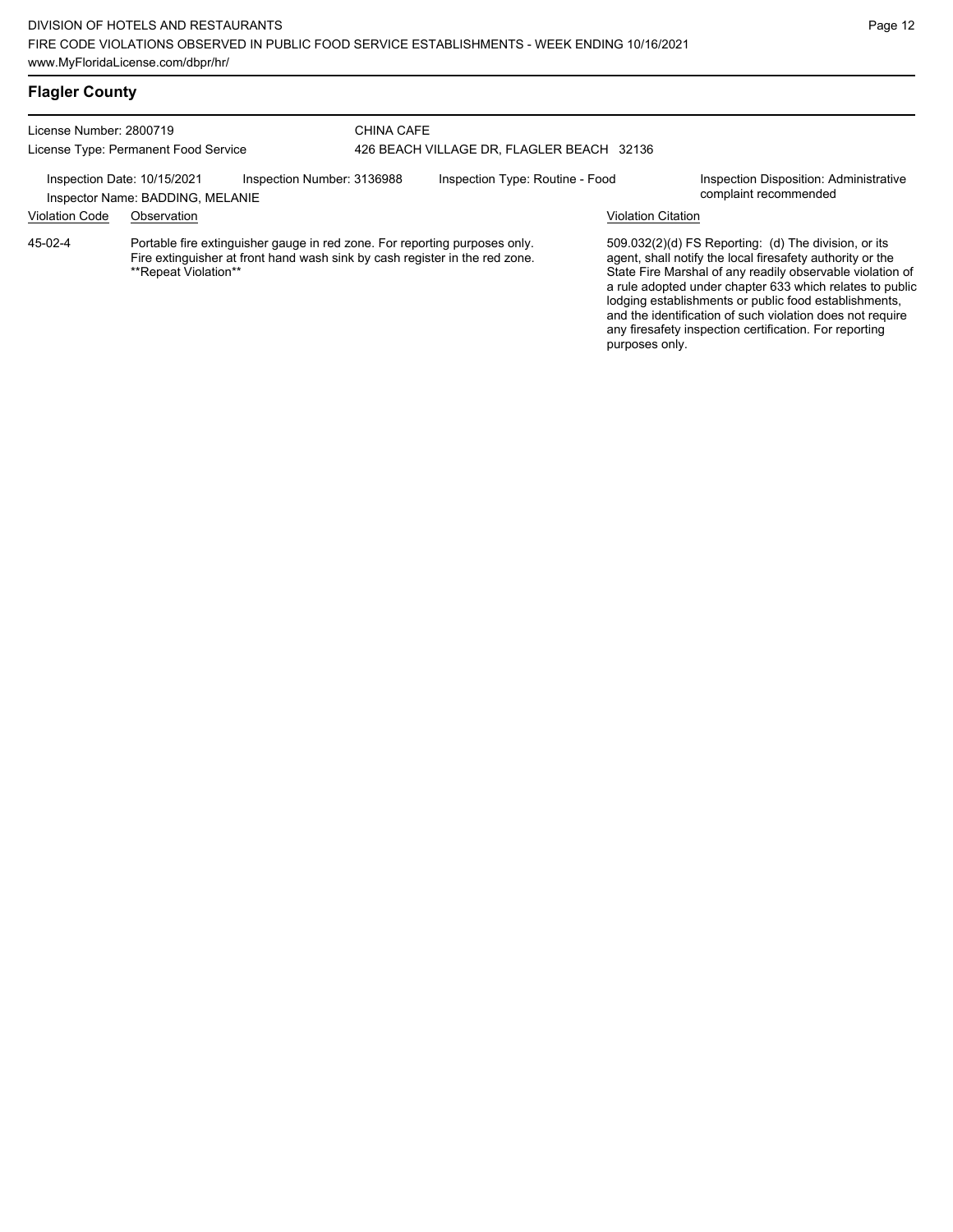## Flagler County

License Number: 2800719
License Type: Permanent Food Service

CHINA CAFE
426 BEACH VILLAGE DR, FLAGLER BEACH 32136

Inspection Date: 10/15/2021
Inspector Name: BADDING, MELANIE
Inspection Number: 3136988
Inspection Type: Routine - Food
Inspection Disposition: Administrative complaint recommended

| Violation Code | Observation | Violation Citation |
| --- | --- | --- |
| 45-02-4 | Portable fire extinguisher gauge in red zone. For reporting purposes only. Fire extinguisher at front hand wash sink by cash register in the red zone. **Repeat Violation** | 509.032(2)(d) FS Reporting: (d) The division, or its agent, shall notify the local firesafety authority or the State Fire Marshal of any readily observable violation of a rule adopted under chapter 633 which relates to public lodging establishments or public food establishments, and the identification of such violation does not require any firesafety inspection certification. For reporting purposes only. |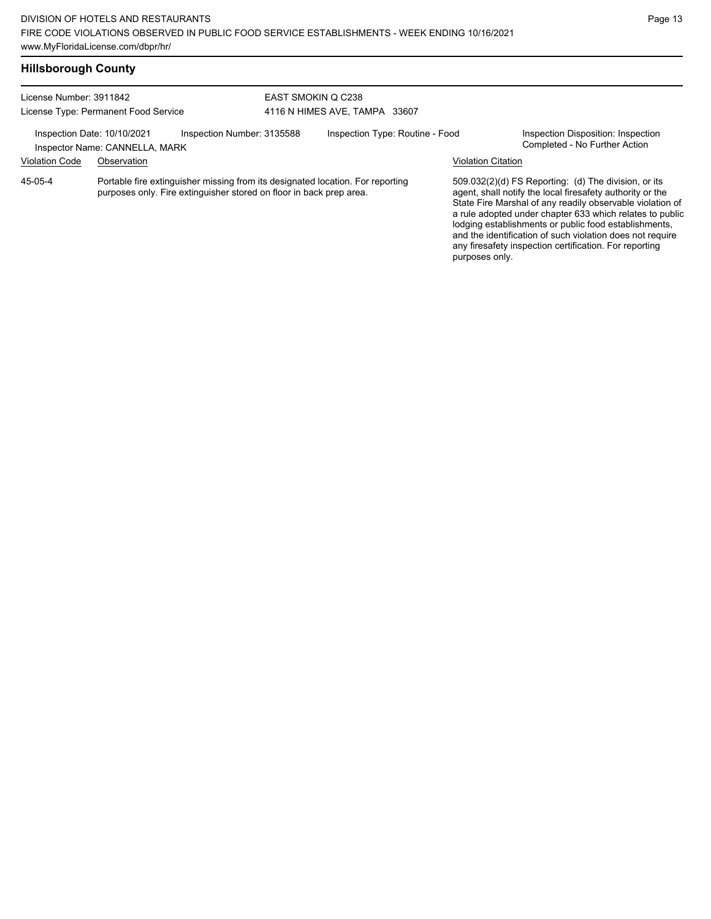## Hillsborough County

License Number: 3911842
License Type: Permanent Food Service

EAST SMOKIN Q C238
4116 N HIMES AVE, TAMPA 33607

Inspection Date: 10/10/2021
Inspector Name: CANNELLA, MARK
Inspection Number: 3135588
Inspection Type: Routine - Food
Inspection Disposition: Inspection Completed - No Further Action

| Violation Code | Observation | Violation Citation |
| --- | --- | --- |
| 45-05-4 | Portable fire extinguisher missing from its designated location. For reporting purposes only. Fire extinguisher stored on floor in back prep area. | 509.032(2)(d) FS Reporting: (d) The division, or its agent, shall notify the local firesafety authority or the State Fire Marshal of any readily observable violation of a rule adopted under chapter 633 which relates to public lodging establishments or public food establishments, and the identification of such violation does not require any firesafety inspection certification. For reporting purposes only. |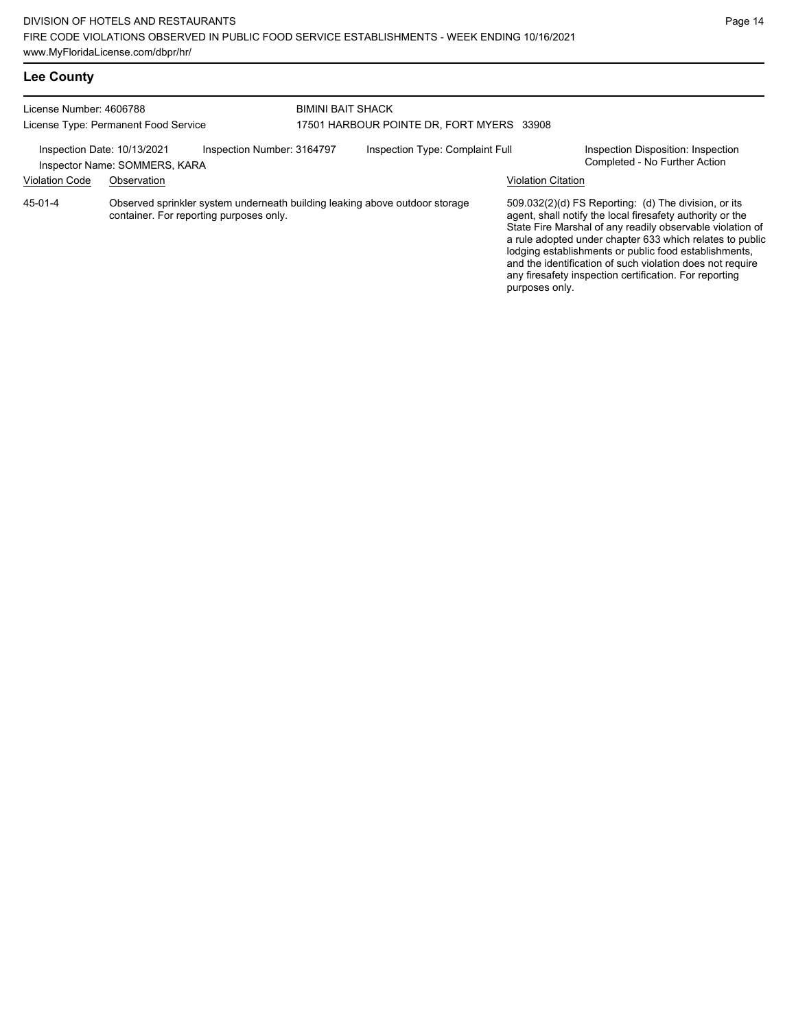## Lee County

License Number: 4606788
License Type: Permanent Food Service

BIMINI BAIT SHACK
17501 HARBOUR POINTE DR, FORT MYERS 33908

Inspection Date: 10/13/2021
Inspector Name: SOMMERS, KARA
Inspection Number: 3164797
Inspection Type: Complaint Full
Inspection Disposition: Inspection Completed - No Further Action

| Violation Code | Observation | Violation Citation |
| --- | --- | --- |
| 45-01-4 | Observed sprinkler system underneath building leaking above outdoor storage container. For reporting purposes only. | 509.032(2)(d) FS Reporting: (d) The division, or its agent, shall notify the local firesafety authority or the State Fire Marshal of any readily observable violation of a rule adopted under chapter 633 which relates to public lodging establishments or public food establishments, and the identification of such violation does not require any firesafety inspection certification. For reporting purposes only. |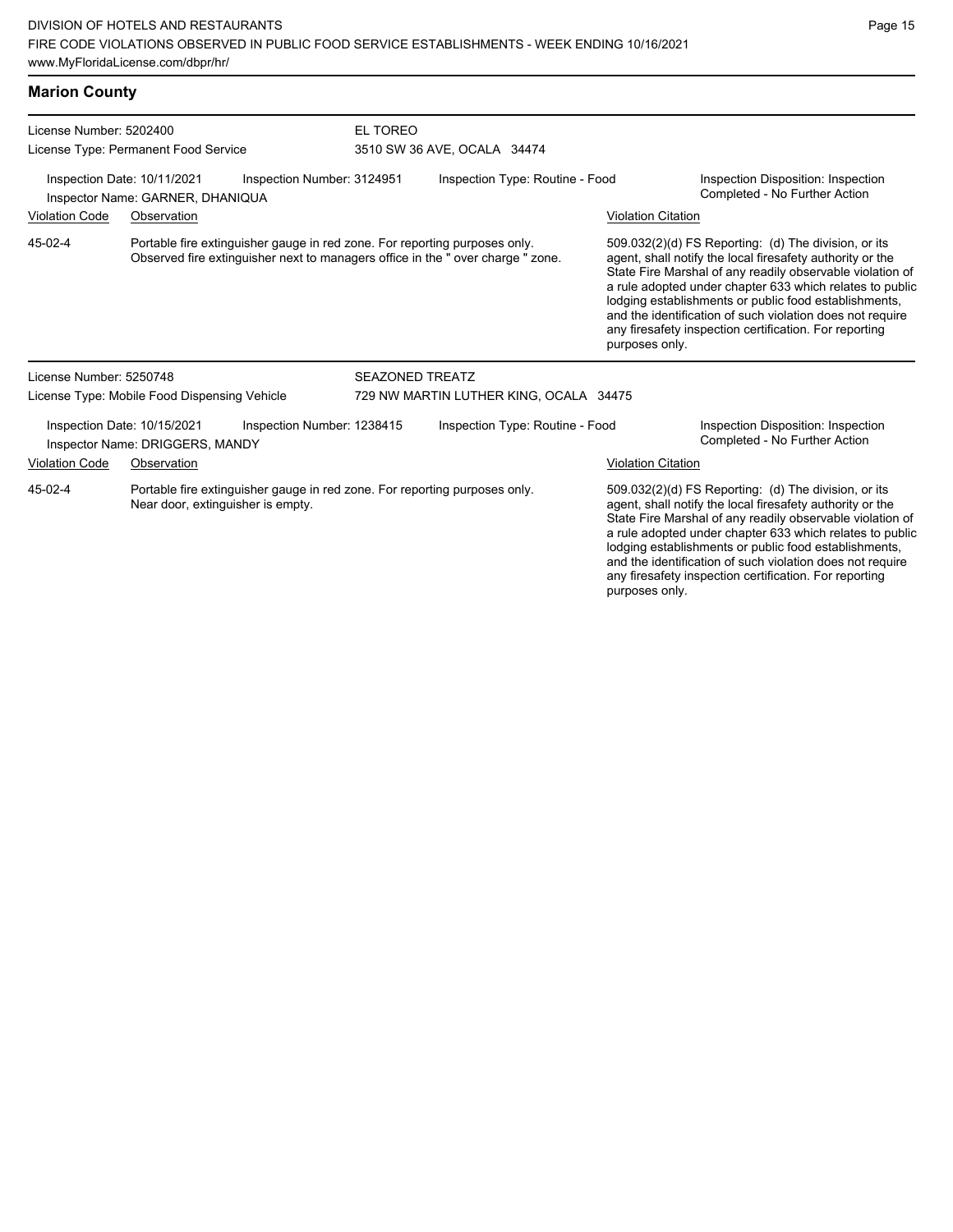## Marion County

License Number: 5202400
License Type: Permanent Food Service

EL TOREO
3510 SW 36 AVE, OCALA 34474

Inspection Date: 10/11/2021
Inspection Number: 3124951
Inspection Type: Routine - Food
Inspection Disposition: Inspection Completed - No Further Action
Inspector Name: GARNER, DHANIQUA

| Violation Code | Observation | Violation Citation |
|---|---|---|
| 45-02-4 | Portable fire extinguisher gauge in red zone. For reporting purposes only. Observed fire extinguisher next to managers office in the " over charge " zone. | 509.032(2)(d) FS Reporting: (d) The division, or its agent, shall notify the local firesafety authority or the State Fire Marshal of any readily observable violation of a rule adopted under chapter 633 which relates to public lodging establishments or public food establishments, and the identification of such violation does not require any firesafety inspection certification. For reporting purposes only. |

License Number: 5250748
License Type: Mobile Food Dispensing Vehicle

SEAZONED TREATZ
729 NW MARTIN LUTHER KING, OCALA 34475

Inspection Date: 10/15/2021
Inspection Number: 1238415
Inspection Type: Routine - Food
Inspection Disposition: Inspection Completed - No Further Action
Inspector Name: DRIGGERS, MANDY

| Violation Code | Observation | Violation Citation |
|---|---|---|
| 45-02-4 | Portable fire extinguisher gauge in red zone. For reporting purposes only. Near door, extinguisher is empty. | 509.032(2)(d) FS Reporting: (d) The division, or its agent, shall notify the local firesafety authority or the State Fire Marshal of any readily observable violation of a rule adopted under chapter 633 which relates to public lodging establishments or public food establishments, and the identification of such violation does not require any firesafety inspection certification. For reporting purposes only. |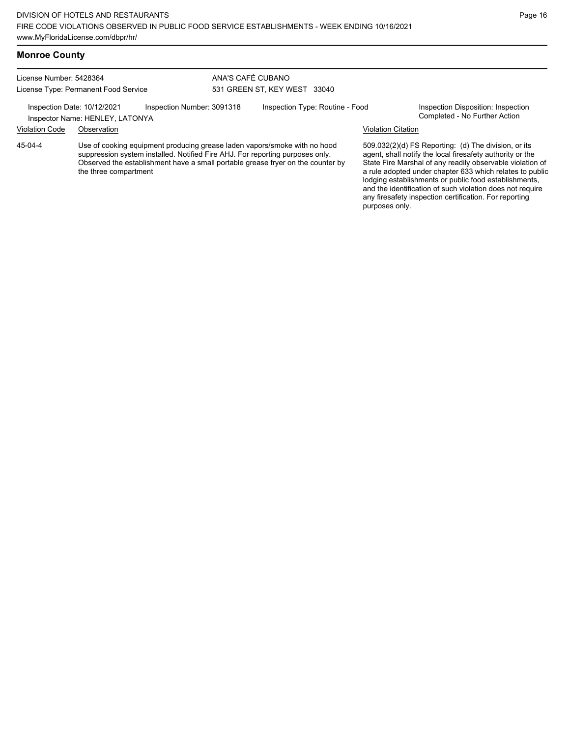## Monroe County

License Number: 5428364
License Type: Permanent Food Service

ANA'S CAFÉ CUBANO
531 GREEN ST, KEY WEST 33040

Inspection Date: 10/12/2021 | Inspection Number: 3091318 | Inspection Type: Routine - Food | Inspection Disposition: Inspection Completed - No Further Action

Inspector Name: HENLEY, LATONYA

| Violation Code | Observation | Violation Citation |
|---|---|---|
| 45-04-4 | Use of cooking equipment producing grease laden vapors/smoke with no hood suppression system installed. Notified Fire AHJ. For reporting purposes only. Observed the establishment have a small portable grease fryer on the counter by the three compartment | 509.032(2)(d) FS Reporting: (d) The division, or its agent, shall notify the local firesafety authority or the State Fire Marshal of any readily observable violation of a rule adopted under chapter 633 which relates to public lodging establishments or public food establishments, and the identification of such violation does not require any firesafety inspection certification. For reporting purposes only. |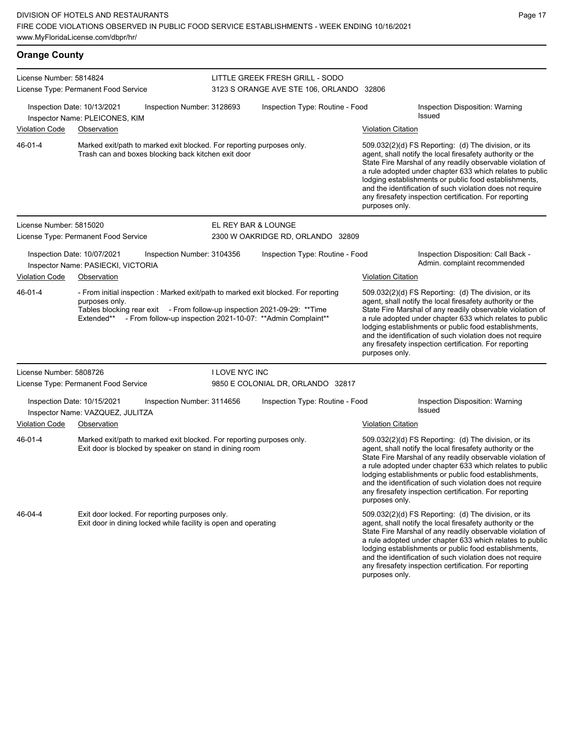## Orange County

**License Number:** 5814824
**License Type:** Permanent Food Service

**LITTLE GREEK FRESH GRILL - SODO**
3123 S ORANGE AVE STE 106, ORLANDO 32806

Inspection Date: 10/13/2021 | Inspection Number: 3128693 | Inspection Type: Routine - Food | Inspection Disposition: Warning Issued

Inspector Name: PLEICONES, KIM

| Violation Code | Observation | Violation Citation |
|---|---|---|
| 46-01-4 | Marked exit/path to marked exit blocked. For reporting purposes only. Trash can and boxes blocking back kitchen exit door | 509.032(2)(d) FS Reporting: (d) The division, or its agent, shall notify the local firesafety authority or the State Fire Marshal of any readily observable violation of a rule adopted under chapter 633 which relates to public lodging establishments or public food establishments, and the identification of such violation does not require any firesafety inspection certification. For reporting purposes only. |

---

**License Number:** 5815020
**License Type:** Permanent Food Service

**EL REY BAR & LOUNGE**
2300 W OAKRIDGE RD, ORLANDO 32809

Inspection Date: 10/07/2021 | Inspection Number: 3104356 | Inspection Type: Routine - Food | Inspection Disposition: Call Back - Admin. complaint recommended

Inspector Name: PASIECKI, VICTORIA

| Violation Code | Observation | Violation Citation |
|---|---|---|
| 46-01-4 | - From initial inspection : Marked exit/path to marked exit blocked. For reporting purposes only. Tables blocking rear exit - From follow-up inspection 2021-09-29: **Time Extended** - From follow-up inspection 2021-10-07: **Admin Complaint** | 509.032(2)(d) FS Reporting: (d) The division, or its agent, shall notify the local firesafety authority or the State Fire Marshal of any readily observable violation of a rule adopted under chapter 633 which relates to public lodging establishments or public food establishments, and the identification of such violation does not require any firesafety inspection certification. For reporting purposes only. |

---

**License Number:** 5808726
**License Type:** Permanent Food Service

**I LOVE NYC INC**
9850 E COLONIAL DR, ORLANDO 32817

Inspection Date: 10/15/2021 | Inspection Number: 3114656 | Inspection Type: Routine - Food | Inspection Disposition: Warning Issued

Inspector Name: VAZQUEZ, JULITZA

| Violation Code | Observation | Violation Citation |
|---|---|---|
| 46-01-4 | Marked exit/path to marked exit blocked. For reporting purposes only. Exit door is blocked by speaker on stand in dining room | 509.032(2)(d) FS Reporting: (d) The division, or its agent, shall notify the local firesafety authority or the State Fire Marshal of any readily observable violation of a rule adopted under chapter 633 which relates to public lodging establishments or public food establishments, and the identification of such violation does not require any firesafety inspection certification. For reporting purposes only. |
| 46-04-4 | Exit door locked. For reporting purposes only. Exit door in dining locked while facility is open and operating | 509.032(2)(d) FS Reporting: (d) The division, or its agent, shall notify the local firesafety authority or the State Fire Marshal of any readily observable violation of a rule adopted under chapter 633 which relates to public lodging establishments or public food establishments, and the identification of such violation does not require any firesafety inspection certification. For reporting purposes only. |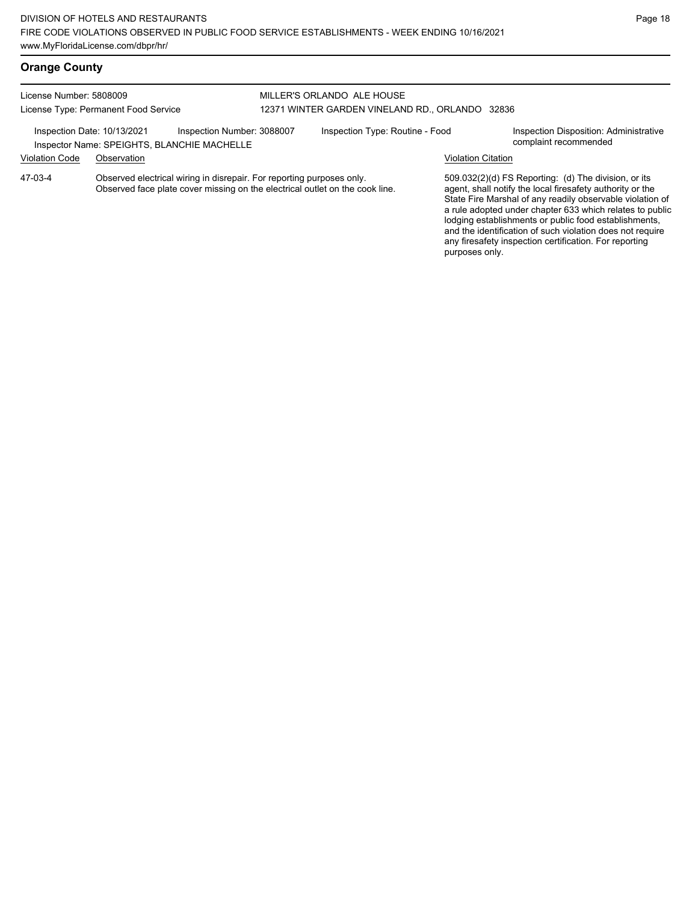## Orange County

License Number: 5808009
License Type: Permanent Food Service

MILLER'S ORLANDO ALE HOUSE
12371 WINTER GARDEN VINELAND RD., ORLANDO 32836

Inspection Date: 10/13/2021
Inspection Number: 3088007
Inspection Type: Routine - Food
Inspection Disposition: Administrative complaint recommended
Inspector Name: SPEIGHTS, BLANCHIE MACHELLE

| Violation Code | Observation | Violation Citation |
| --- | --- | --- |
| 47-03-4 | Observed electrical wiring in disrepair. For reporting purposes only. Observed face plate cover missing on the electrical outlet on the cook line. | 509.032(2)(d) FS Reporting: (d) The division, or its agent, shall notify the local firesafety authority or the State Fire Marshal of any readily observable violation of a rule adopted under chapter 633 which relates to public lodging establishments or public food establishments, and the identification of such violation does not require any firesafety inspection certification. For reporting purposes only. |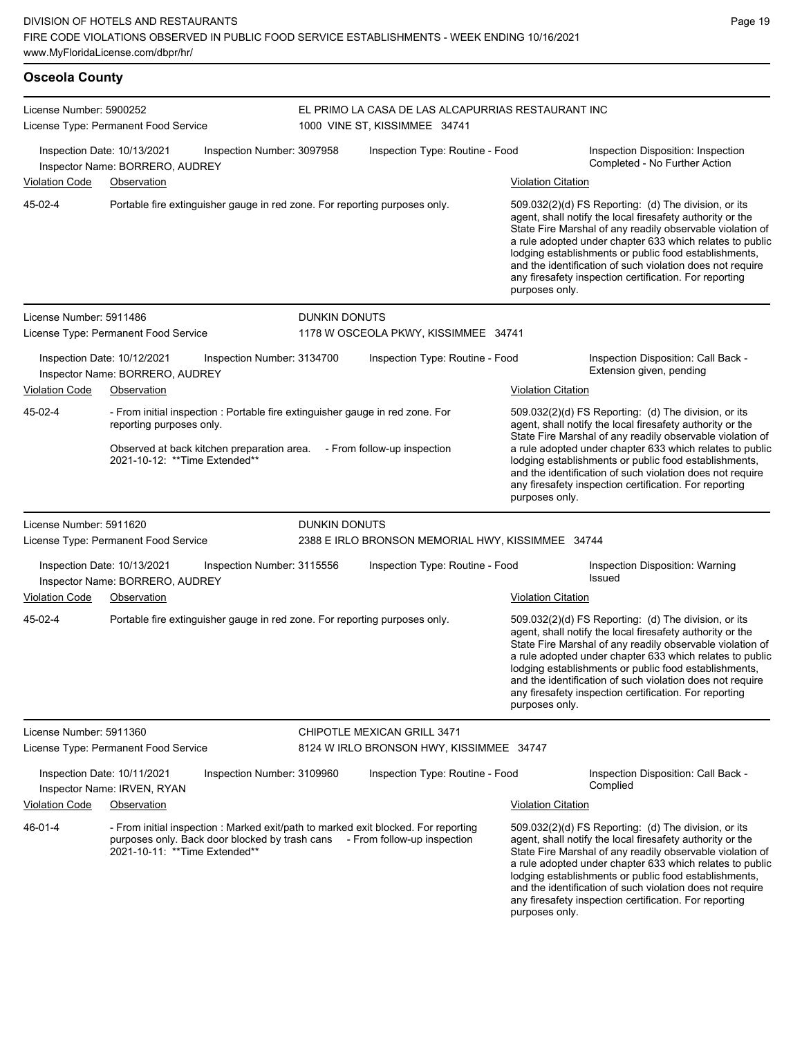## Osceola County

**License Number:** 5900252
**License Type:** Permanent Food Service

**EL PRIMO LA CASA DE LAS ALCAPURRIAS RESTAURANT INC**
1000 VINE ST, KISSIMMEE 34741

Inspection Date: 10/13/2021
Inspection Number: 3097958
Inspection Type: Routine - Food
Inspection Disposition: Inspection Completed - No Further Action
Inspector Name: BORRERO, AUDREY

| Violation Code | Observation | Violation Citation |
| --- | --- | --- |
| 45-02-4 | Portable fire extinguisher gauge in red zone. For reporting purposes only. | 509.032(2)(d) FS Reporting: (d) The division, or its agent, shall notify the local firesafety authority or the State Fire Marshal of any readily observable violation of a rule adopted under chapter 633 which relates to public lodging establishments or public food establishments, and the identification of such violation does not require any firesafety inspection certification. For reporting purposes only. |

---

**License Number:** 5911486
**License Type:** Permanent Food Service

**DUNKIN DONUTS**
1178 W OSCEOLA PKWY, KISSIMMEE 34741

Inspection Date: 10/12/2021
Inspection Number: 3134700
Inspection Type: Routine - Food
Inspection Disposition: Call Back - Extension given, pending
Inspector Name: BORRERO, AUDREY

| Violation Code | Observation | Violation Citation |
| --- | --- | --- |
| 45-02-4 | - From initial inspection : Portable fire extinguisher gauge in red zone. For reporting purposes only. Observed at back kitchen preparation area. - From follow-up inspection 2021-10-12: **Time Extended** | 509.032(2)(d) FS Reporting: (d) The division, or its agent, shall notify the local firesafety authority or the State Fire Marshal of any readily observable violation of a rule adopted under chapter 633 which relates to public lodging establishments or public food establishments, and the identification of such violation does not require any firesafety inspection certification. For reporting purposes only. |

---

**License Number:** 5911620
**License Type:** Permanent Food Service

**DUNKIN DONUTS**
2388 E IRLO BRONSON MEMORIAL HWY, KISSIMMEE 34744

Inspection Date: 10/13/2021
Inspection Number: 3115556
Inspection Type: Routine - Food
Inspection Disposition: Warning Issued
Inspector Name: BORRERO, AUDREY

| Violation Code | Observation | Violation Citation |
| --- | --- | --- |
| 45-02-4 | Portable fire extinguisher gauge in red zone. For reporting purposes only. | 509.032(2)(d) FS Reporting: (d) The division, or its agent, shall notify the local firesafety authority or the State Fire Marshal of any readily observable violation of a rule adopted under chapter 633 which relates to public lodging establishments or public food establishments, and the identification of such violation does not require any firesafety inspection certification. For reporting purposes only. |

---

**License Number:** 5911360
**License Type:** Permanent Food Service

**CHIPOTLE MEXICAN GRILL 3471**
8124 W IRLO BRONSON HWY, KISSIMMEE 34747

Inspection Date: 10/11/2021
Inspection Number: 3109960
Inspection Type: Routine - Food
Inspection Disposition: Call Back - Complied
Inspector Name: IRVEN, RYAN

| Violation Code | Observation | Violation Citation |
| --- | --- | --- |
| 46-01-4 | - From initial inspection : Marked exit/path to marked exit blocked. For reporting purposes only. Back door blocked by trash cans - From follow-up inspection 2021-10-11: **Time Extended** | 509.032(2)(d) FS Reporting: (d) The division, or its agent, shall notify the local firesafety authority or the State Fire Marshal of any readily observable violation of a rule adopted under chapter 633 which relates to public lodging establishments or public food establishments, and the identification of such violation does not require any firesafety inspection certification. For reporting purposes only. |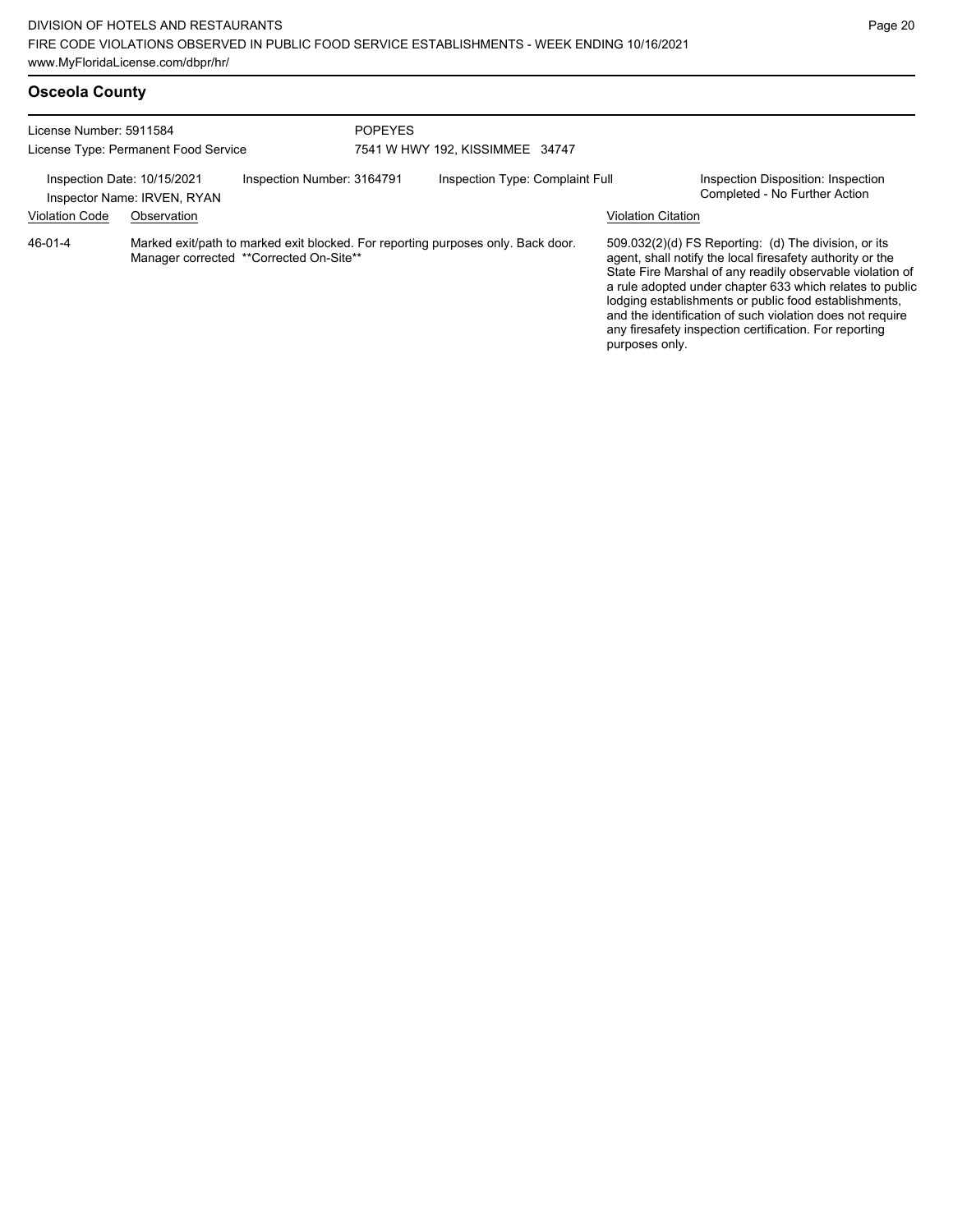## Osceola County

License Number: 5911584
License Type: Permanent Food Service

POPEYES
7541 W HWY 192, KISSIMMEE 34747

Inspection Date: 10/15/2021
Inspector Name: IRVEN, RYAN

Inspection Number: 3164791

Inspection Type: Complaint Full

Inspection Disposition: Inspection Completed - No Further Action

| Violation Code | Observation | Violation Citation |
| --- | --- | --- |
| 46-01-4 | Marked exit/path to marked exit blocked. For reporting purposes only. Back door. Manager corrected **Corrected On-Site** | 509.032(2)(d) FS Reporting: (d) The division, or its agent, shall notify the local firesafety authority or the State Fire Marshal of any readily observable violation of a rule adopted under chapter 633 which relates to public lodging establishments or public food establishments, and the identification of such violation does not require any firesafety inspection certification. For reporting purposes only. |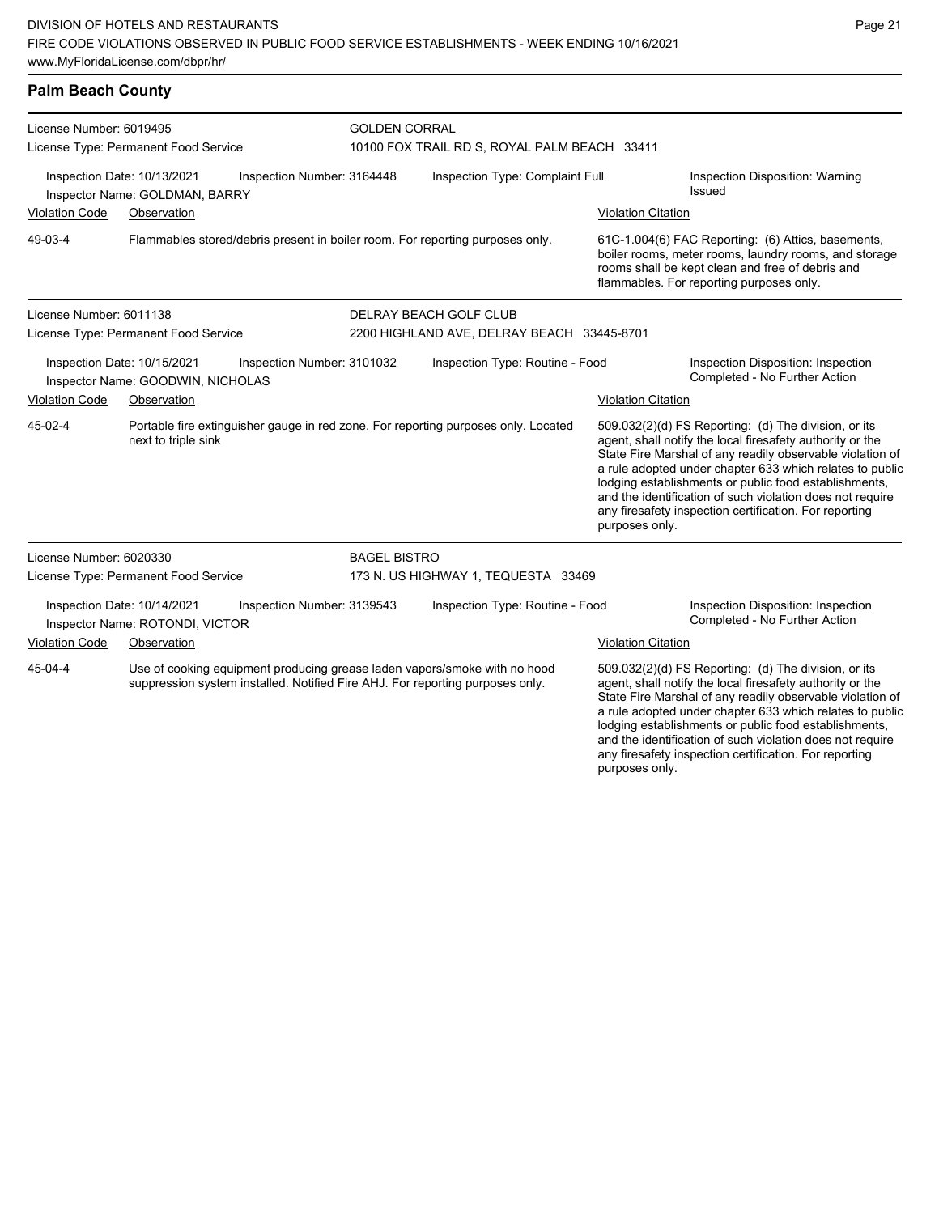## Palm Beach County

**License Number:** 6019495
**License Type:** Permanent Food Service

**GOLDEN CORRAL**
10100 FOX TRAIL RD S, ROYAL PALM BEACH 33411

Inspection Date: 10/13/2021 | Inspection Number: 3164448 | Inspection Type: Complaint Full | Inspection Disposition: Warning Issued
Inspector Name: GOLDMAN, BARRY

| Violation Code | Observation | Violation Citation |
|---|---|---|
| 49-03-4 | Flammables stored/debris present in boiler room. For reporting purposes only. | 61C-1.004(6) FAC Reporting: (6) Attics, basements, boiler rooms, meter rooms, laundry rooms, and storage rooms shall be kept clean and free of debris and flammables. For reporting purposes only. |

---

**License Number:** 6011138
**License Type:** Permanent Food Service

**DELRAY BEACH GOLF CLUB**
2200 HIGHLAND AVE, DELRAY BEACH 33445-8701

Inspection Date: 10/15/2021 | Inspection Number: 3101032 | Inspection Type: Routine - Food | Inspection Disposition: Inspection Completed - No Further Action
Inspector Name: GOODWIN, NICHOLAS

| Violation Code | Observation | Violation Citation |
|---|---|---|
| 45-02-4 | Portable fire extinguisher gauge in red zone. For reporting purposes only. Located next to triple sink | 509.032(2)(d) FS Reporting: (d) The division, or its agent, shall notify the local firesafety authority or the State Fire Marshal of any readily observable violation of a rule adopted under chapter 633 which relates to public lodging establishments or public food establishments, and the identification of such violation does not require any firesafety inspection certification. For reporting purposes only. |

---

**License Number:** 6020330
**License Type:** Permanent Food Service

**BAGEL BISTRO**
173 N. US HIGHWAY 1, TEQUESTA 33469

Inspection Date: 10/14/2021 | Inspection Number: 3139543 | Inspection Type: Routine - Food | Inspection Disposition: Inspection Completed - No Further Action
Inspector Name: ROTONDI, VICTOR

| Violation Code | Observation | Violation Citation |
|---|---|---|
| 45-04-4 | Use of cooking equipment producing grease laden vapors/smoke with no hood suppression system installed. Notified Fire AHJ. For reporting purposes only. | 509.032(2)(d) FS Reporting: (d) The division, or its agent, shall notify the local firesafety authority or the State Fire Marshal of any readily observable violation of a rule adopted under chapter 633 which relates to public lodging establishments or public food establishments, and the identification of such violation does not require any firesafety inspection certification. For reporting purposes only. |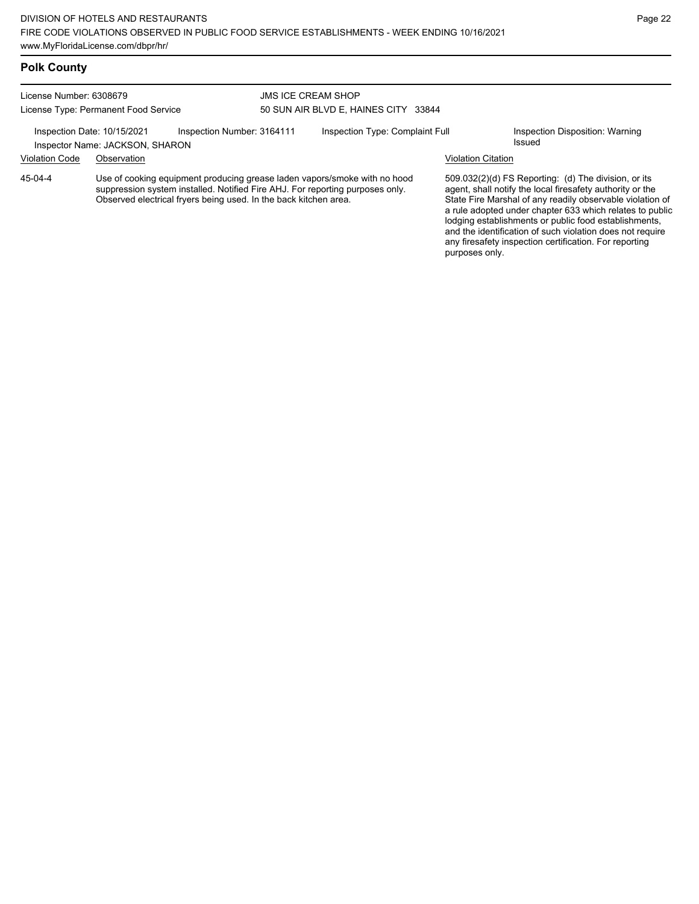## Polk County

License Number: 6308679
License Type: Permanent Food Service

JMS ICE CREAM SHOP
50 SUN AIR BLVD E, HAINES CITY 33844

Inspection Date: 10/15/2021 | Inspection Number: 3164111 | Inspection Type: Complaint Full | Inspection Disposition: Warning Issued

Inspector Name: JACKSON, SHARON

| Violation Code | Observation | Violation Citation |
| --- | --- | --- |
| 45-04-4 | Use of cooking equipment producing grease laden vapors/smoke with no hood suppression system installed. Notified Fire AHJ. For reporting purposes only. Observed electrical fryers being used. In the back kitchen area. | 509.032(2)(d) FS Reporting: (d) The division, or its agent, shall notify the local firesafety authority or the State Fire Marshal of any readily observable violation of a rule adopted under chapter 633 which relates to public lodging establishments or public food establishments, and the identification of such violation does not require any firesafety inspection certification. For reporting purposes only. |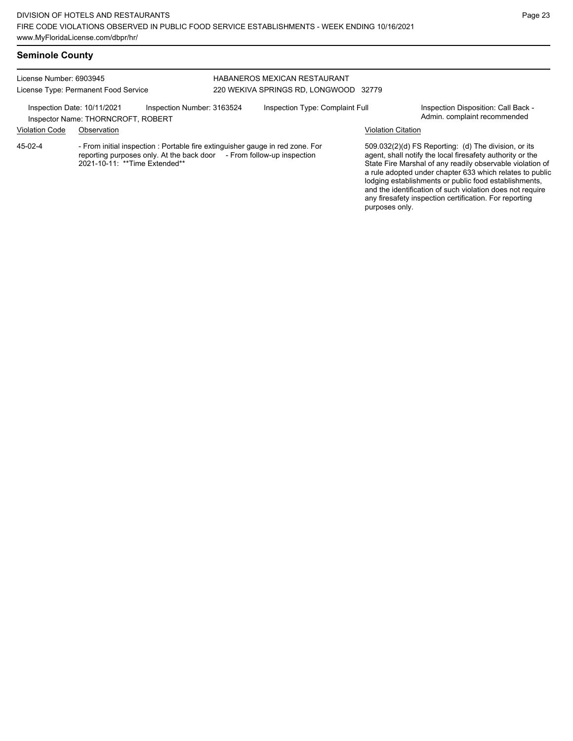## Seminole County

License Number: 6903945
License Type: Permanent Food Service

HABANEROS MEXICAN RESTAURANT
220 WEKIVA SPRINGS RD, LONGWOOD 32779

Inspection Date: 10/11/2021 Inspection Number: 3163524 Inspection Type: Complaint Full
Inspector Name: THORNCROFT, ROBERT

Inspection Disposition: Call Back - Admin. complaint recommended

| Violation Code | Observation | Violation Citation |
|---|---|---|
| 45-02-4 | - From initial inspection : Portable fire extinguisher gauge in red zone. For reporting purposes only. At the back door - From follow-up inspection 2021-10-11: **Time Extended** | 509.032(2)(d) FS Reporting: (d) The division, or its agent, shall notify the local firesafety authority or the State Fire Marshal of any readily observable violation of a rule adopted under chapter 633 which relates to public lodging establishments or public food establishments, and the identification of such violation does not require any firesafety inspection certification. For reporting purposes only. |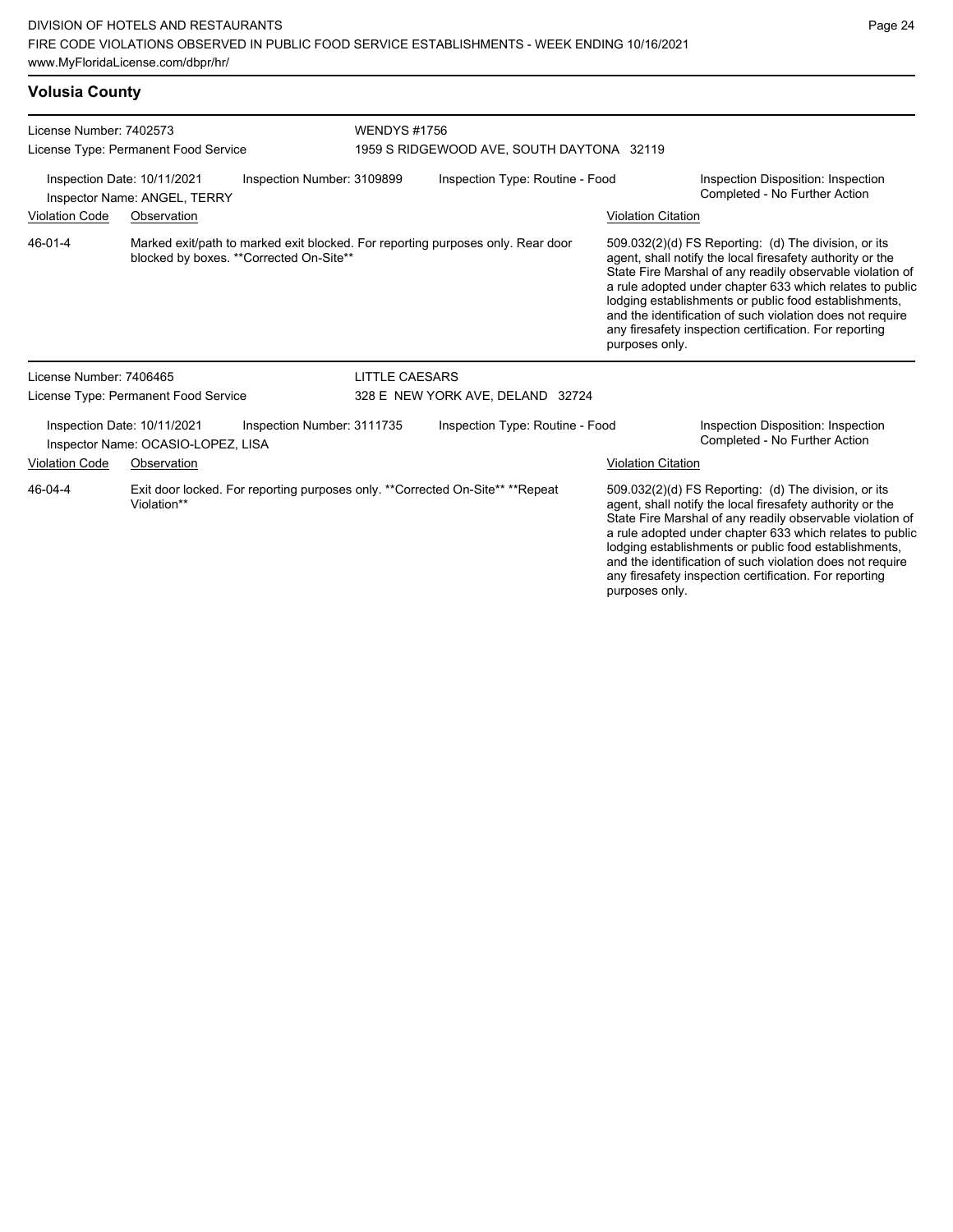## Volusia County

License Number: 7402573
License Type: Permanent Food Service

WENDYS #1756
1959 S RIDGEWOOD AVE, SOUTH DAYTONA 32119

Inspection Date: 10/11/2021
Inspector Name: ANGEL, TERRY
Inspection Number: 3109899
Inspection Type: Routine - Food
Inspection Disposition: Inspection Completed - No Further Action

| Violation Code | Observation | Violation Citation |
|---|---|---|
| 46-01-4 | Marked exit/path to marked exit blocked. For reporting purposes only. Rear door blocked by boxes. **Corrected On-Site** | 509.032(2)(d) FS Reporting: (d) The division, or its agent, shall notify the local firesafety authority or the State Fire Marshal of any readily observable violation of a rule adopted under chapter 633 which relates to public lodging establishments or public food establishments, and the identification of such violation does not require any firesafety inspection certification. For reporting purposes only. |

License Number: 7406465
License Type: Permanent Food Service

LITTLE CAESARS
328 E NEW YORK AVE, DELAND 32724

Inspection Date: 10/11/2021
Inspector Name: OCASIO-LOPEZ, LISA
Inspection Number: 3111735
Inspection Type: Routine - Food
Inspection Disposition: Inspection Completed - No Further Action

| Violation Code | Observation | Violation Citation |
|---|---|---|
| 46-04-4 | Exit door locked. For reporting purposes only. **Corrected On-Site** **Repeat Violation** | 509.032(2)(d) FS Reporting: (d) The division, or its agent, shall notify the local firesafety authority or the State Fire Marshal of any readily observable violation of a rule adopted under chapter 633 which relates to public lodging establishments or public food establishments, and the identification of such violation does not require any firesafety inspection certification. For reporting purposes only. |